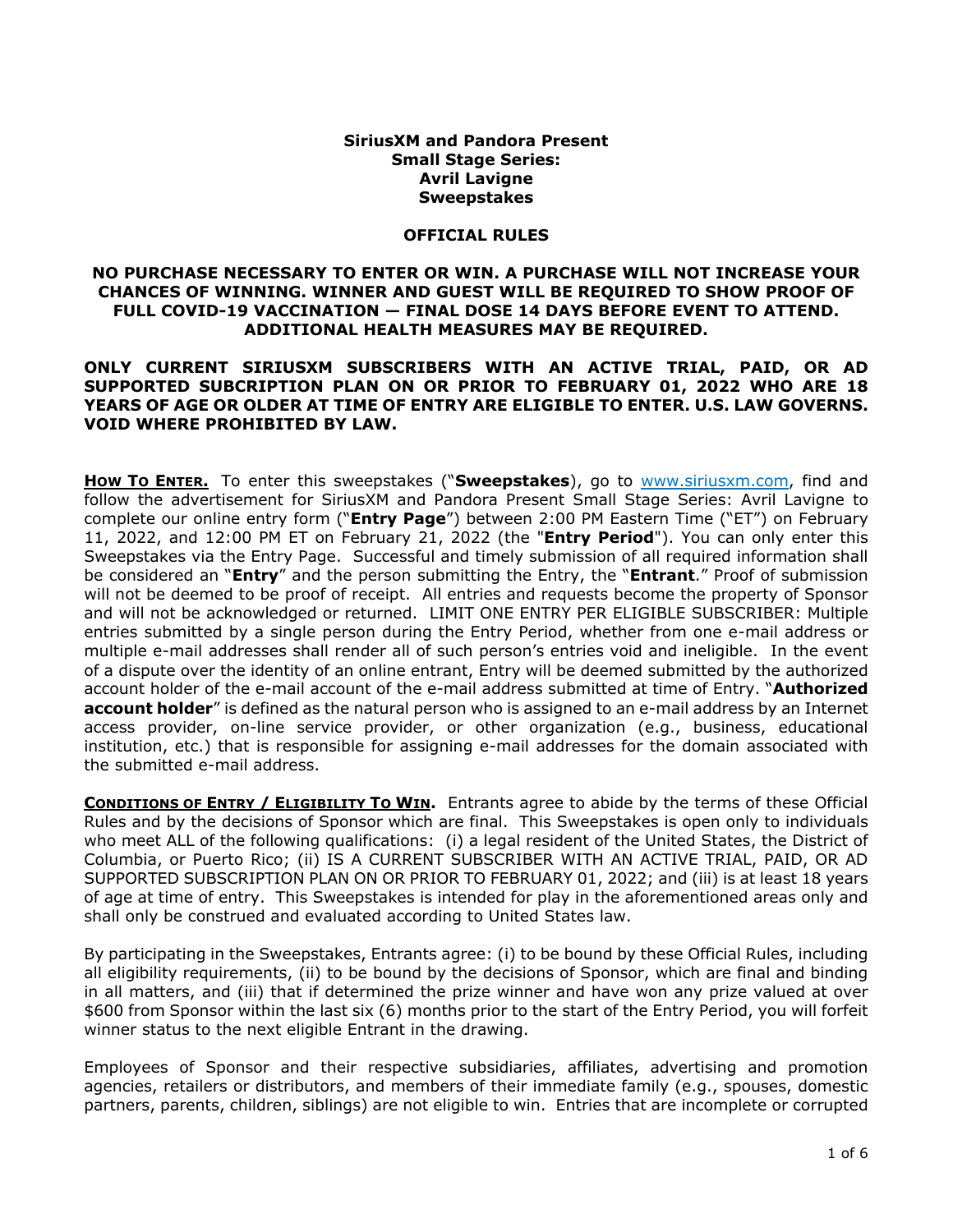**SiriusXM and Pandora Present**
**Small Stage Series:**
**Avril Lavigne**
**Sweepstakes**

**OFFICIAL RULES**

**NO PURCHASE NECESSARY TO ENTER OR WIN. A PURCHASE WILL NOT INCREASE YOUR CHANCES OF WINNING. WINNER AND GUEST WILL BE REQUIRED TO SHOW PROOF OF FULL COVID-19 VACCINATION — FINAL DOSE 14 DAYS BEFORE EVENT TO ATTEND. ADDITIONAL HEALTH MEASURES MAY BE REQUIRED.**

**ONLY CURRENT SIRIUSXM SUBSCRIBERS WITH AN ACTIVE TRIAL, PAID, OR AD SUPPORTED SUBCRIPTION PLAN ON OR PRIOR TO FEBRUARY 01, 2022 WHO ARE 18 YEARS OF AGE OR OLDER AT TIME OF ENTRY ARE ELIGIBLE TO ENTER. U.S. LAW GOVERNS. VOID WHERE PROHIBITED BY LAW.**

**HOW TO ENTER.** To enter this sweepstakes ("**Sweepstakes**"), go to www.siriusxm.com, find and follow the advertisement for SiriusXM and Pandora Present Small Stage Series: Avril Lavigne to complete our online entry form ("**Entry Page**") between 2:00 PM Eastern Time ("ET") on February 11, 2022, and 12:00 PM ET on February 21, 2022 (the "**Entry Period**"). You can only enter this Sweepstakes via the Entry Page. Successful and timely submission of all required information shall be considered an "**Entry**" and the person submitting the Entry, the "**Entrant**." Proof of submission will not be deemed to be proof of receipt. All entries and requests become the property of Sponsor and will not be acknowledged or returned. LIMIT ONE ENTRY PER ELIGIBLE SUBSCRIBER: Multiple entries submitted by a single person during the Entry Period, whether from one e-mail address or multiple e-mail addresses shall render all of such person's entries void and ineligible. In the event of a dispute over the identity of an online entrant, Entry will be deemed submitted by the authorized account holder of the e-mail account of the e-mail address submitted at time of Entry. "**Authorized account holder**" is defined as the natural person who is assigned to an e-mail address by an Internet access provider, on-line service provider, or other organization (e.g., business, educational institution, etc.) that is responsible for assigning e-mail addresses for the domain associated with the submitted e-mail address.

**CONDITIONS OF ENTRY / ELIGIBILITY TO WIN.** Entrants agree to abide by the terms of these Official Rules and by the decisions of Sponsor which are final. This Sweepstakes is open only to individuals who meet ALL of the following qualifications: (i) a legal resident of the United States, the District of Columbia, or Puerto Rico; (ii) IS A CURRENT SUBSCRIBER WITH AN ACTIVE TRIAL, PAID, OR AD SUPPORTED SUBSCRIPTION PLAN ON OR PRIOR TO FEBRUARY 01, 2022; and (iii) is at least 18 years of age at time of entry. This Sweepstakes is intended for play in the aforementioned areas only and shall only be construed and evaluated according to United States law.

By participating in the Sweepstakes, Entrants agree: (i) to be bound by these Official Rules, including all eligibility requirements, (ii) to be bound by the decisions of Sponsor, which are final and binding in all matters, and (iii) that if determined the prize winner and have won any prize valued at over $600 from Sponsor within the last six (6) months prior to the start of the Entry Period, you will forfeit winner status to the next eligible Entrant in the drawing.

Employees of Sponsor and their respective subsidiaries, affiliates, advertising and promotion agencies, retailers or distributors, and members of their immediate family (e.g., spouses, domestic partners, parents, children, siblings) are not eligible to win. Entries that are incomplete or corrupted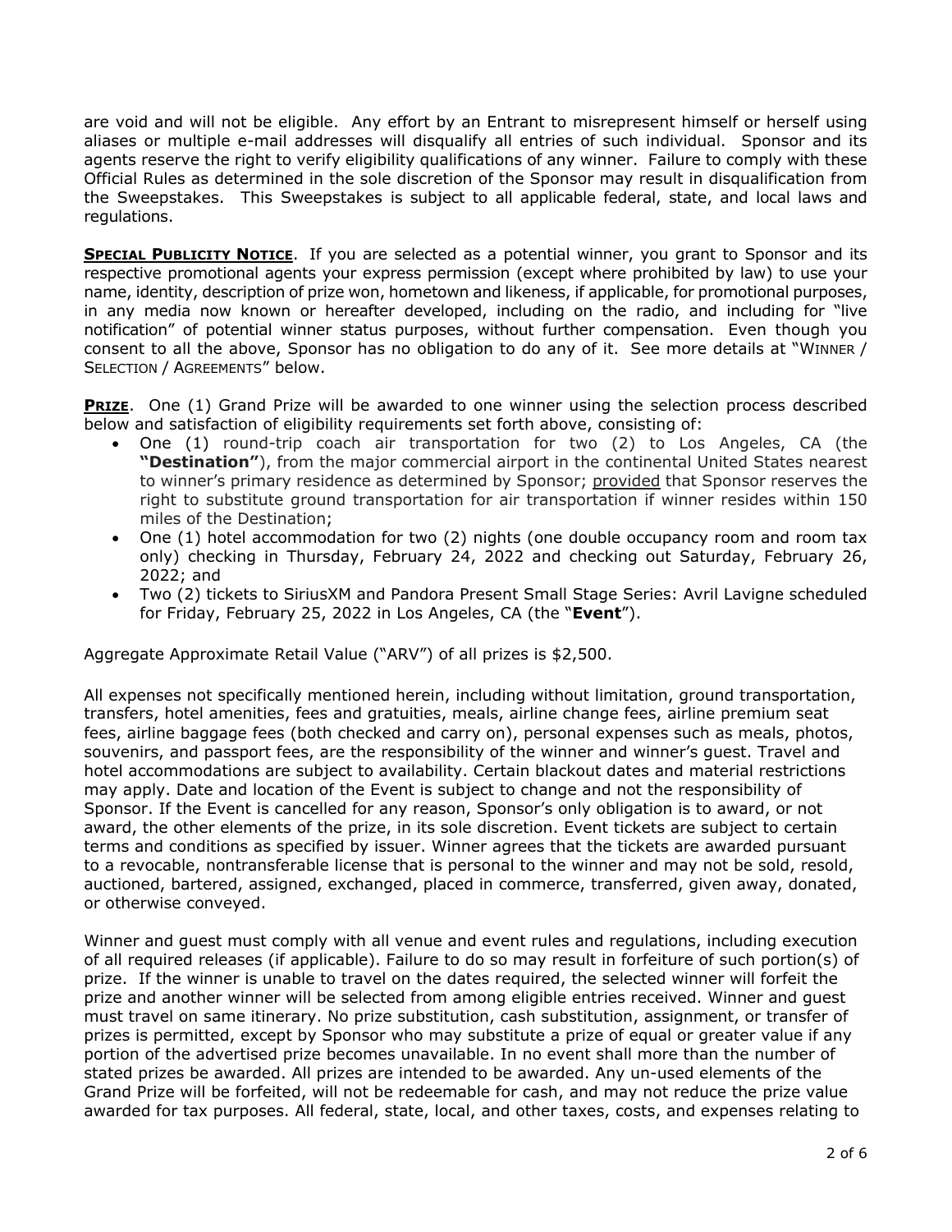are void and will not be eligible. Any effort by an Entrant to misrepresent himself or herself using aliases or multiple e-mail addresses will disqualify all entries of such individual. Sponsor and its agents reserve the right to verify eligibility qualifications of any winner. Failure to comply with these Official Rules as determined in the sole discretion of the Sponsor may result in disqualification from the Sweepstakes. This Sweepstakes is subject to all applicable federal, state, and local laws and regulations.

**SPECIAL PUBLICITY NOTICE**. If you are selected as a potential winner, you grant to Sponsor and its respective promotional agents your express permission (except where prohibited by law) to use your name, identity, description of prize won, hometown and likeness, if applicable, for promotional purposes, in any media now known or hereafter developed, including on the radio, and including for "live notification" of potential winner status purposes, without further compensation. Even though you consent to all the above, Sponsor has no obligation to do any of it. See more details at "WINNER / SELECTION / AGREEMENTS" below.

**PRIZE**. One (1) Grand Prize will be awarded to one winner using the selection process described below and satisfaction of eligibility requirements set forth above, consisting of:

- One (1) round-trip coach air transportation for two (2) to Los Angeles, CA (the **"Destination"**), from the major commercial airport in the continental United States nearest to winner's primary residence as determined by Sponsor; provided that Sponsor reserves the right to substitute ground transportation for air transportation if winner resides within 150 miles of the Destination;
- One (1) hotel accommodation for two (2) nights (one double occupancy room and room tax only) checking in Thursday, February 24, 2022 and checking out Saturday, February 26, 2022; and
- Two (2) tickets to SiriusXM and Pandora Present Small Stage Series: Avril Lavigne scheduled for Friday, February 25, 2022 in Los Angeles, CA (the "**Event**").

Aggregate Approximate Retail Value ("ARV") of all prizes is $2,500.

All expenses not specifically mentioned herein, including without limitation, ground transportation, transfers, hotel amenities, fees and gratuities, meals, airline change fees, airline premium seat fees, airline baggage fees (both checked and carry on), personal expenses such as meals, photos, souvenirs, and passport fees, are the responsibility of the winner and winner's guest. Travel and hotel accommodations are subject to availability. Certain blackout dates and material restrictions may apply. Date and location of the Event is subject to change and not the responsibility of Sponsor. If the Event is cancelled for any reason, Sponsor's only obligation is to award, or not award, the other elements of the prize, in its sole discretion. Event tickets are subject to certain terms and conditions as specified by issuer. Winner agrees that the tickets are awarded pursuant to a revocable, nontransferable license that is personal to the winner and may not be sold, resold, auctioned, bartered, assigned, exchanged, placed in commerce, transferred, given away, donated, or otherwise conveyed.

Winner and guest must comply with all venue and event rules and regulations, including execution of all required releases (if applicable). Failure to do so may result in forfeiture of such portion(s) of prize. If the winner is unable to travel on the dates required, the selected winner will forfeit the prize and another winner will be selected from among eligible entries received. Winner and guest must travel on same itinerary. No prize substitution, cash substitution, assignment, or transfer of prizes is permitted, except by Sponsor who may substitute a prize of equal or greater value if any portion of the advertised prize becomes unavailable. In no event shall more than the number of stated prizes be awarded. All prizes are intended to be awarded. Any un-used elements of the Grand Prize will be forfeited, will not be redeemable for cash, and may not reduce the prize value awarded for tax purposes. All federal, state, local, and other taxes, costs, and expenses relating to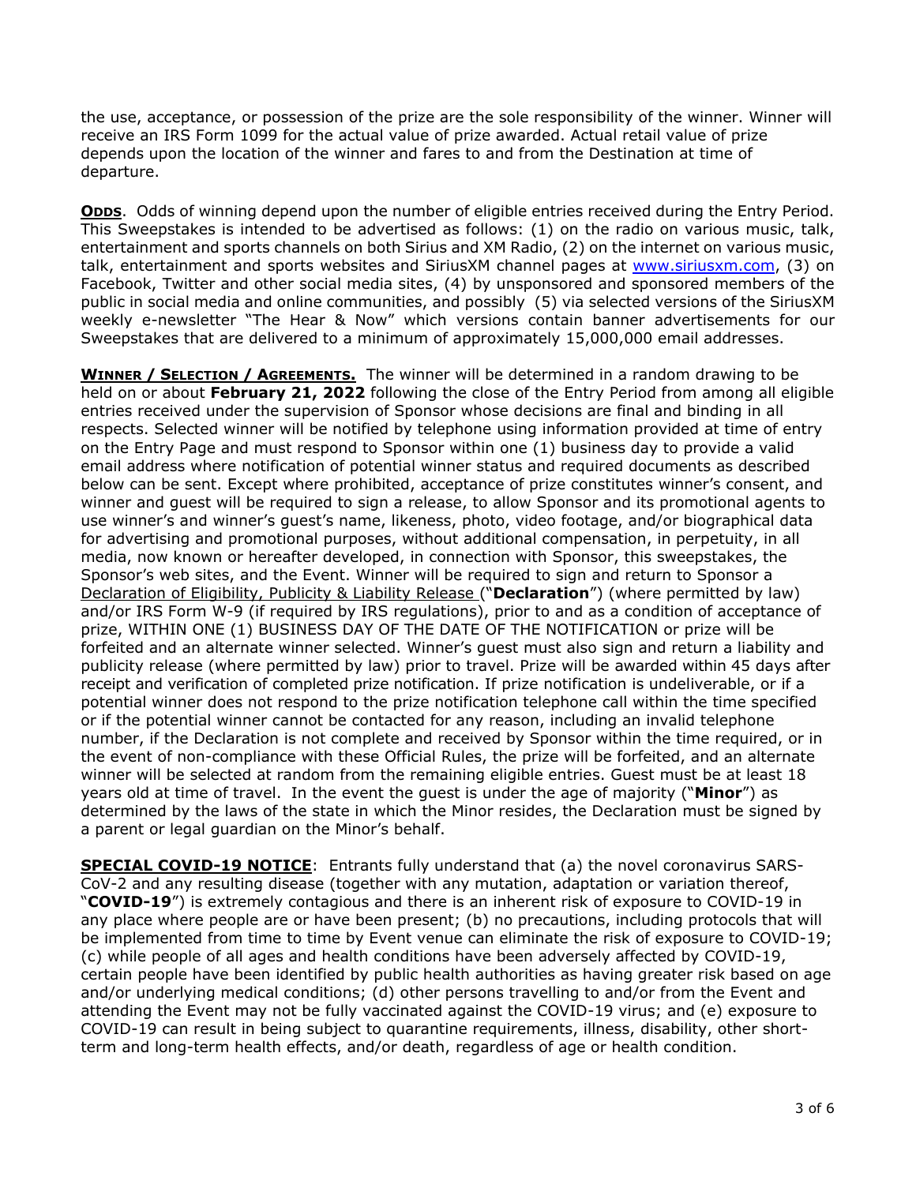the use, acceptance, or possession of the prize are the sole responsibility of the winner. Winner will receive an IRS Form 1099 for the actual value of prize awarded. Actual retail value of prize depends upon the location of the winner and fares to and from the Destination at time of departure.

**ODDS**. Odds of winning depend upon the number of eligible entries received during the Entry Period. This Sweepstakes is intended to be advertised as follows: (1) on the radio on various music, talk, entertainment and sports channels on both Sirius and XM Radio, (2) on the internet on various music, talk, entertainment and sports websites and SiriusXM channel pages at www.siriusxm.com, (3) on Facebook, Twitter and other social media sites, (4) by unsponsored and sponsored members of the public in social media and online communities, and possibly (5) via selected versions of the SiriusXM weekly e-newsletter "The Hear & Now" which versions contain banner advertisements for our Sweepstakes that are delivered to a minimum of approximately 15,000,000 email addresses.

**WINNER / SELECTION / AGREEMENTS.** The winner will be determined in a random drawing to be held on or about **February 21, 2022** following the close of the Entry Period from among all eligible entries received under the supervision of Sponsor whose decisions are final and binding in all respects. Selected winner will be notified by telephone using information provided at time of entry on the Entry Page and must respond to Sponsor within one (1) business day to provide a valid email address where notification of potential winner status and required documents as described below can be sent. Except where prohibited, acceptance of prize constitutes winner's consent, and winner and guest will be required to sign a release, to allow Sponsor and its promotional agents to use winner's and winner's guest's name, likeness, photo, video footage, and/or biographical data for advertising and promotional purposes, without additional compensation, in perpetuity, in all media, now known or hereafter developed, in connection with Sponsor, this sweepstakes, the Sponsor's web sites, and the Event. Winner will be required to sign and return to Sponsor a Declaration of Eligibility, Publicity & Liability Release ("**Declaration**") (where permitted by law) and/or IRS Form W-9 (if required by IRS regulations), prior to and as a condition of acceptance of prize, WITHIN ONE (1) BUSINESS DAY OF THE DATE OF THE NOTIFICATION or prize will be forfeited and an alternate winner selected. Winner's guest must also sign and return a liability and publicity release (where permitted by law) prior to travel. Prize will be awarded within 45 days after receipt and verification of completed prize notification. If prize notification is undeliverable, or if a potential winner does not respond to the prize notification telephone call within the time specified or if the potential winner cannot be contacted for any reason, including an invalid telephone number, if the Declaration is not complete and received by Sponsor within the time required, or in the event of non-compliance with these Official Rules, the prize will be forfeited, and an alternate winner will be selected at random from the remaining eligible entries. Guest must be at least 18 years old at time of travel. In the event the guest is under the age of majority ("**Minor**") as determined by the laws of the state in which the Minor resides, the Declaration must be signed by a parent or legal guardian on the Minor's behalf.

**SPECIAL COVID-19 NOTICE**: Entrants fully understand that (a) the novel coronavirus SARS-CoV-2 and any resulting disease (together with any mutation, adaptation or variation thereof, "**COVID-19**") is extremely contagious and there is an inherent risk of exposure to COVID-19 in any place where people are or have been present; (b) no precautions, including protocols that will be implemented from time to time by Event venue can eliminate the risk of exposure to COVID-19; (c) while people of all ages and health conditions have been adversely affected by COVID-19, certain people have been identified by public health authorities as having greater risk based on age and/or underlying medical conditions; (d) other persons travelling to and/or from the Event and attending the Event may not be fully vaccinated against the COVID-19 virus; and (e) exposure to COVID-19 can result in being subject to quarantine requirements, illness, disability, other short-term and long-term health effects, and/or death, regardless of age or health condition.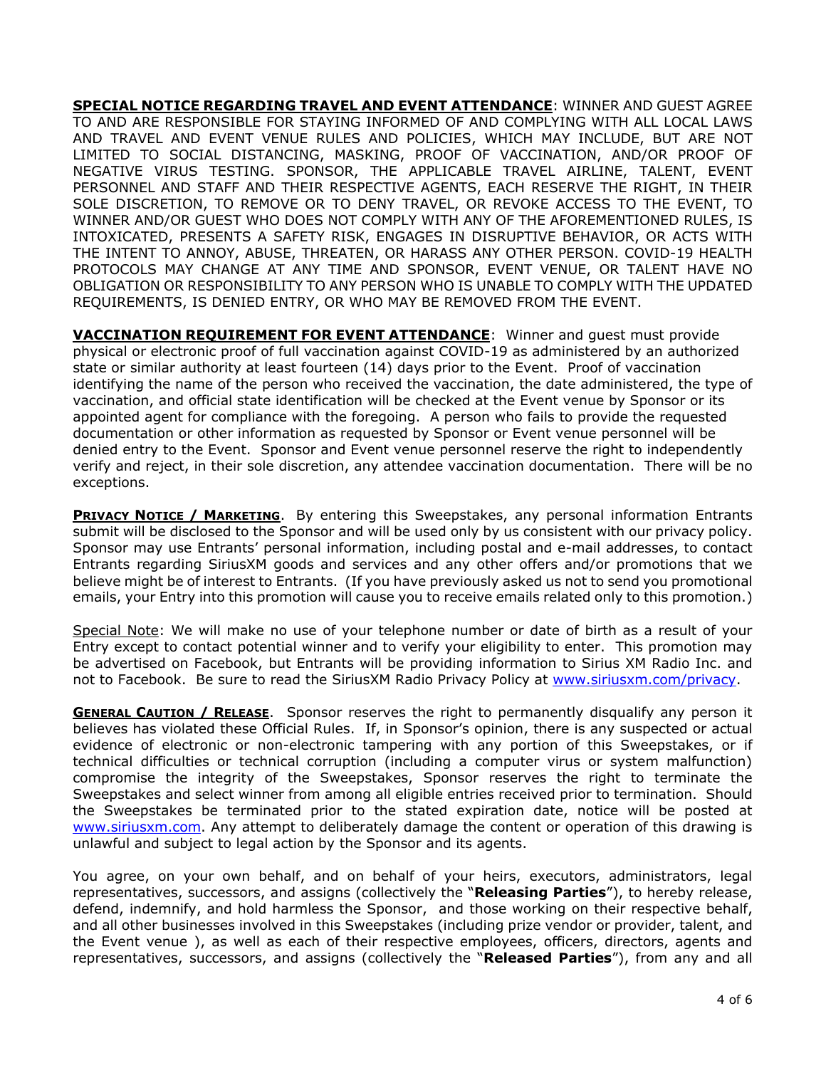**SPECIAL NOTICE REGARDING TRAVEL AND EVENT ATTENDANCE**: WINNER AND GUEST AGREE TO AND ARE RESPONSIBLE FOR STAYING INFORMED OF AND COMPLYING WITH ALL LOCAL LAWS AND TRAVEL AND EVENT VENUE RULES AND POLICIES, WHICH MAY INCLUDE, BUT ARE NOT LIMITED TO SOCIAL DISTANCING, MASKING, PROOF OF VACCINATION, AND/OR PROOF OF NEGATIVE VIRUS TESTING. SPONSOR, THE APPLICABLE TRAVEL AIRLINE, TALENT, EVENT PERSONNEL AND STAFF AND THEIR RESPECTIVE AGENTS, EACH RESERVE THE RIGHT, IN THEIR SOLE DISCRETION, TO REMOVE OR TO DENY TRAVEL, OR REVOKE ACCESS TO THE EVENT, TO WINNER AND/OR GUEST WHO DOES NOT COMPLY WITH ANY OF THE AFOREMENTIONED RULES, IS INTOXICATED, PRESENTS A SAFETY RISK, ENGAGES IN DISRUPTIVE BEHAVIOR, OR ACTS WITH THE INTENT TO ANNOY, ABUSE, THREATEN, OR HARASS ANY OTHER PERSON. COVID-19 HEALTH PROTOCOLS MAY CHANGE AT ANY TIME AND SPONSOR, EVENT VENUE, OR TALENT HAVE NO OBLIGATION OR RESPONSIBILITY TO ANY PERSON WHO IS UNABLE TO COMPLY WITH THE UPDATED REQUIREMENTS, IS DENIED ENTRY, OR WHO MAY BE REMOVED FROM THE EVENT.

**VACCINATION REQUIREMENT FOR EVENT ATTENDANCE**: Winner and guest must provide physical or electronic proof of full vaccination against COVID-19 as administered by an authorized state or similar authority at least fourteen (14) days prior to the Event. Proof of vaccination identifying the name of the person who received the vaccination, the date administered, the type of vaccination, and official state identification will be checked at the Event venue by Sponsor or its appointed agent for compliance with the foregoing. A person who fails to provide the requested documentation or other information as requested by Sponsor or Event venue personnel will be denied entry to the Event. Sponsor and Event venue personnel reserve the right to independently verify and reject, in their sole discretion, any attendee vaccination documentation. There will be no exceptions.

**PRIVACY NOTICE / MARKETING**. By entering this Sweepstakes, any personal information Entrants submit will be disclosed to the Sponsor and will be used only by us consistent with our privacy policy. Sponsor may use Entrants' personal information, including postal and e-mail addresses, to contact Entrants regarding SiriusXM goods and services and any other offers and/or promotions that we believe might be of interest to Entrants. (If you have previously asked us not to send you promotional emails, your Entry into this promotion will cause you to receive emails related only to this promotion.)

Special Note: We will make no use of your telephone number or date of birth as a result of your Entry except to contact potential winner and to verify your eligibility to enter. This promotion may be advertised on Facebook, but Entrants will be providing information to Sirius XM Radio Inc. and not to Facebook. Be sure to read the SiriusXM Radio Privacy Policy at www.siriusxm.com/privacy.

**GENERAL CAUTION / RELEASE**. Sponsor reserves the right to permanently disqualify any person it believes has violated these Official Rules. If, in Sponsor's opinion, there is any suspected or actual evidence of electronic or non-electronic tampering with any portion of this Sweepstakes, or if technical difficulties or technical corruption (including a computer virus or system malfunction) compromise the integrity of the Sweepstakes, Sponsor reserves the right to terminate the Sweepstakes and select winner from among all eligible entries received prior to termination. Should the Sweepstakes be terminated prior to the stated expiration date, notice will be posted at www.siriusxm.com. Any attempt to deliberately damage the content or operation of this drawing is unlawful and subject to legal action by the Sponsor and its agents.

You agree, on your own behalf, and on behalf of your heirs, executors, administrators, legal representatives, successors, and assigns (collectively the "**Releasing Parties**"), to hereby release, defend, indemnify, and hold harmless the Sponsor, and those working on their respective behalf, and all other businesses involved in this Sweepstakes (including prize vendor or provider, talent, and the Event venue ), as well as each of their respective employees, officers, directors, agents and representatives, successors, and assigns (collectively the "**Released Parties**"), from any and all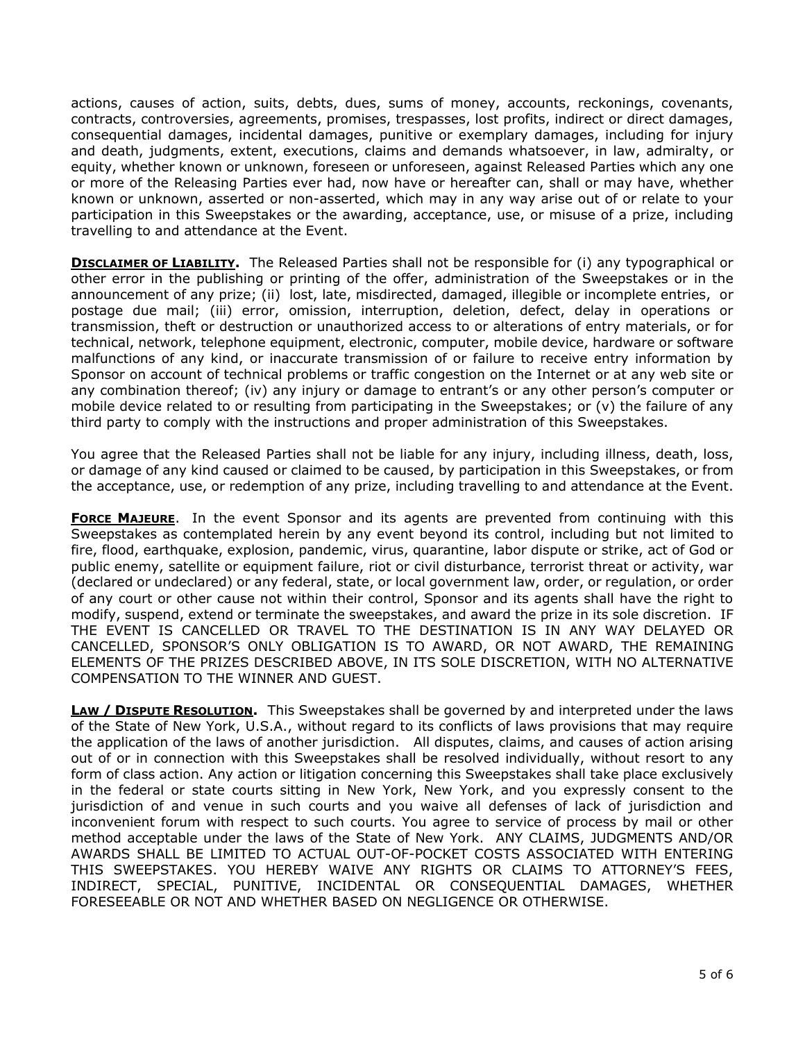actions, causes of action, suits, debts, dues, sums of money, accounts, reckonings, covenants, contracts, controversies, agreements, promises, trespasses, lost profits, indirect or direct damages, consequential damages, incidental damages, punitive or exemplary damages, including for injury and death, judgments, extent, executions, claims and demands whatsoever, in law, admiralty, or equity, whether known or unknown, foreseen or unforeseen, against Released Parties which any one or more of the Releasing Parties ever had, now have or hereafter can, shall or may have, whether known or unknown, asserted or non-asserted, which may in any way arise out of or relate to your participation in this Sweepstakes or the awarding, acceptance, use, or misuse of a prize, including travelling to and attendance at the Event.

**DISCLAIMER OF LIABILITY.** The Released Parties shall not be responsible for (i) any typographical or other error in the publishing or printing of the offer, administration of the Sweepstakes or in the announcement of any prize; (ii) lost, late, misdirected, damaged, illegible or incomplete entries, or postage due mail; (iii) error, omission, interruption, deletion, defect, delay in operations or transmission, theft or destruction or unauthorized access to or alterations of entry materials, or for technical, network, telephone equipment, electronic, computer, mobile device, hardware or software malfunctions of any kind, or inaccurate transmission of or failure to receive entry information by Sponsor on account of technical problems or traffic congestion on the Internet or at any web site or any combination thereof; (iv) any injury or damage to entrant's or any other person's computer or mobile device related to or resulting from participating in the Sweepstakes; or (v) the failure of any third party to comply with the instructions and proper administration of this Sweepstakes.

You agree that the Released Parties shall not be liable for any injury, including illness, death, loss, or damage of any kind caused or claimed to be caused, by participation in this Sweepstakes, or from the acceptance, use, or redemption of any prize, including travelling to and attendance at the Event.

**FORCE MAJEURE.** In the event Sponsor and its agents are prevented from continuing with this Sweepstakes as contemplated herein by any event beyond its control, including but not limited to fire, flood, earthquake, explosion, pandemic, virus, quarantine, labor dispute or strike, act of God or public enemy, satellite or equipment failure, riot or civil disturbance, terrorist threat or activity, war (declared or undeclared) or any federal, state, or local government law, order, or regulation, or order of any court or other cause not within their control, Sponsor and its agents shall have the right to modify, suspend, extend or terminate the sweepstakes, and award the prize in its sole discretion. IF THE EVENT IS CANCELLED OR TRAVEL TO THE DESTINATION IS IN ANY WAY DELAYED OR CANCELLED, SPONSOR'S ONLY OBLIGATION IS TO AWARD, OR NOT AWARD, THE REMAINING ELEMENTS OF THE PRIZES DESCRIBED ABOVE, IN ITS SOLE DISCRETION, WITH NO ALTERNATIVE COMPENSATION TO THE WINNER AND GUEST.

**LAW / DISPUTE RESOLUTION.** This Sweepstakes shall be governed by and interpreted under the laws of the State of New York, U.S.A., without regard to its conflicts of laws provisions that may require the application of the laws of another jurisdiction. All disputes, claims, and causes of action arising out of or in connection with this Sweepstakes shall be resolved individually, without resort to any form of class action. Any action or litigation concerning this Sweepstakes shall take place exclusively in the federal or state courts sitting in New York, New York, and you expressly consent to the jurisdiction of and venue in such courts and you waive all defenses of lack of jurisdiction and inconvenient forum with respect to such courts. You agree to service of process by mail or other method acceptable under the laws of the State of New York. ANY CLAIMS, JUDGMENTS AND/OR AWARDS SHALL BE LIMITED TO ACTUAL OUT-OF-POCKET COSTS ASSOCIATED WITH ENTERING THIS SWEEPSTAKES. YOU HEREBY WAIVE ANY RIGHTS OR CLAIMS TO ATTORNEY'S FEES, INDIRECT, SPECIAL, PUNITIVE, INCIDENTAL OR CONSEQUENTIAL DAMAGES, WHETHER FORESEEABLE OR NOT AND WHETHER BASED ON NEGLIGENCE OR OTHERWISE.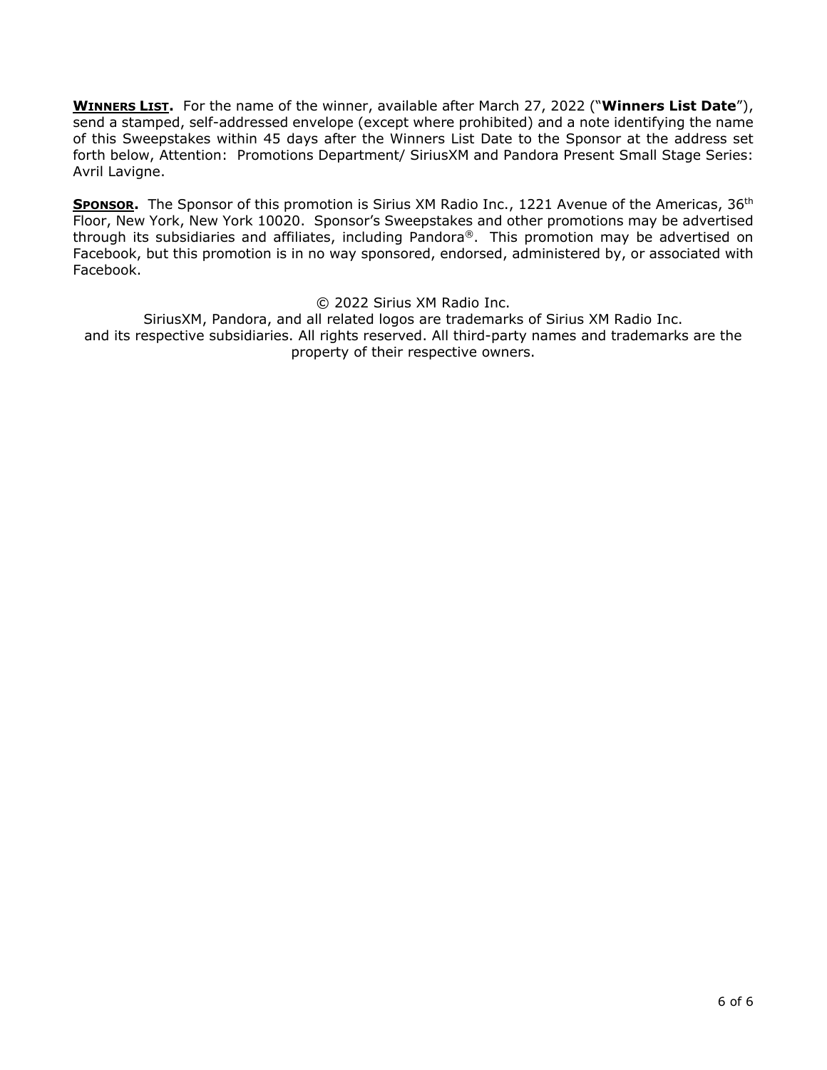**WINNERS LIST.** For the name of the winner, available after March 27, 2022 ("**Winners List Date**"), send a stamped, self-addressed envelope (except where prohibited) and a note identifying the name of this Sweepstakes within 45 days after the Winners List Date to the Sponsor at the address set forth below, Attention: Promotions Department/ SiriusXM and Pandora Present Small Stage Series: Avril Lavigne.

**SPONSOR.** The Sponsor of this promotion is Sirius XM Radio Inc., 1221 Avenue of the Americas, 36th Floor, New York, New York 10020. Sponsor's Sweepstakes and other promotions may be advertised through its subsidiaries and affiliates, including Pandora®. This promotion may be advertised on Facebook, but this promotion is in no way sponsored, endorsed, administered by, or associated with Facebook.

© 2022 Sirius XM Radio Inc.
SiriusXM, Pandora, and all related logos are trademarks of Sirius XM Radio Inc. and its respective subsidiaries. All rights reserved. All third-party names and trademarks are the property of their respective owners.